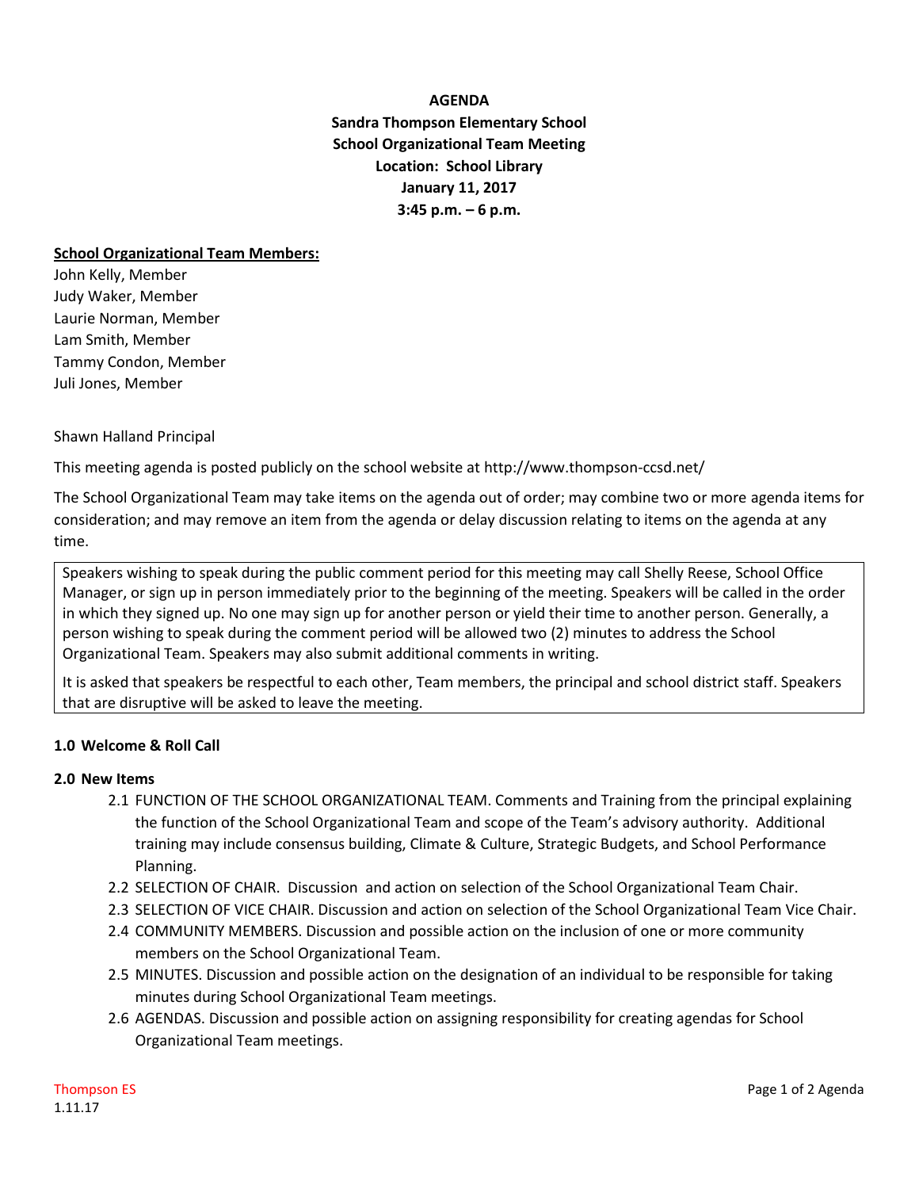**AGENDA**
**Sandra Thompson Elementary School**
**School Organizational Team Meeting**
**Location: School Library**
**January 11, 2017**
**3:45 p.m. – 6 p.m.**

**School Organizational Team Members:**
John Kelly, Member
Judy Waker, Member
Laurie Norman, Member
Lam Smith, Member
Tammy Condon, Member
Juli Jones, Member

Shawn Halland Principal

This meeting agenda is posted publicly on the school website at http://www.thompson-ccsd.net/

The School Organizational Team may take items on the agenda out of order; may combine two or more agenda items for consideration; and may remove an item from the agenda or delay discussion relating to items on the agenda at any time.

> Speakers wishing to speak during the public comment period for this meeting may call Shelly Reese, School Office Manager, or sign up in person immediately prior to the beginning of the meeting. Speakers will be called in the order in which they signed up. No one may sign up for another person or yield their time to another person. Generally, a person wishing to speak during the comment period will be allowed two (2) minutes to address the School Organizational Team. Speakers may also submit additional comments in writing.
>
> It is asked that speakers be respectful to each other, Team members, the principal and school district staff. Speakers that are disruptive will be asked to leave the meeting.

**1.0 Welcome & Roll Call**

**2.0 New Items**

2.1 FUNCTION OF THE SCHOOL ORGANIZATIONAL TEAM. Comments and Training from the principal explaining the function of the School Organizational Team and scope of the Team's advisory authority. Additional training may include consensus building, Climate & Culture, Strategic Budgets, and School Performance Planning.

2.2 SELECTION OF CHAIR. Discussion and action on selection of the School Organizational Team Chair.

2.3 SELECTION OF VICE CHAIR. Discussion and action on selection of the School Organizational Team Vice Chair.

2.4 COMMUNITY MEMBERS. Discussion and possible action on the inclusion of one or more community members on the School Organizational Team.

2.5 MINUTES. Discussion and possible action on the designation of an individual to be responsible for taking minutes during School Organizational Team meetings.

2.6 AGENDAS. Discussion and possible action on assigning responsibility for creating agendas for School Organizational Team meetings.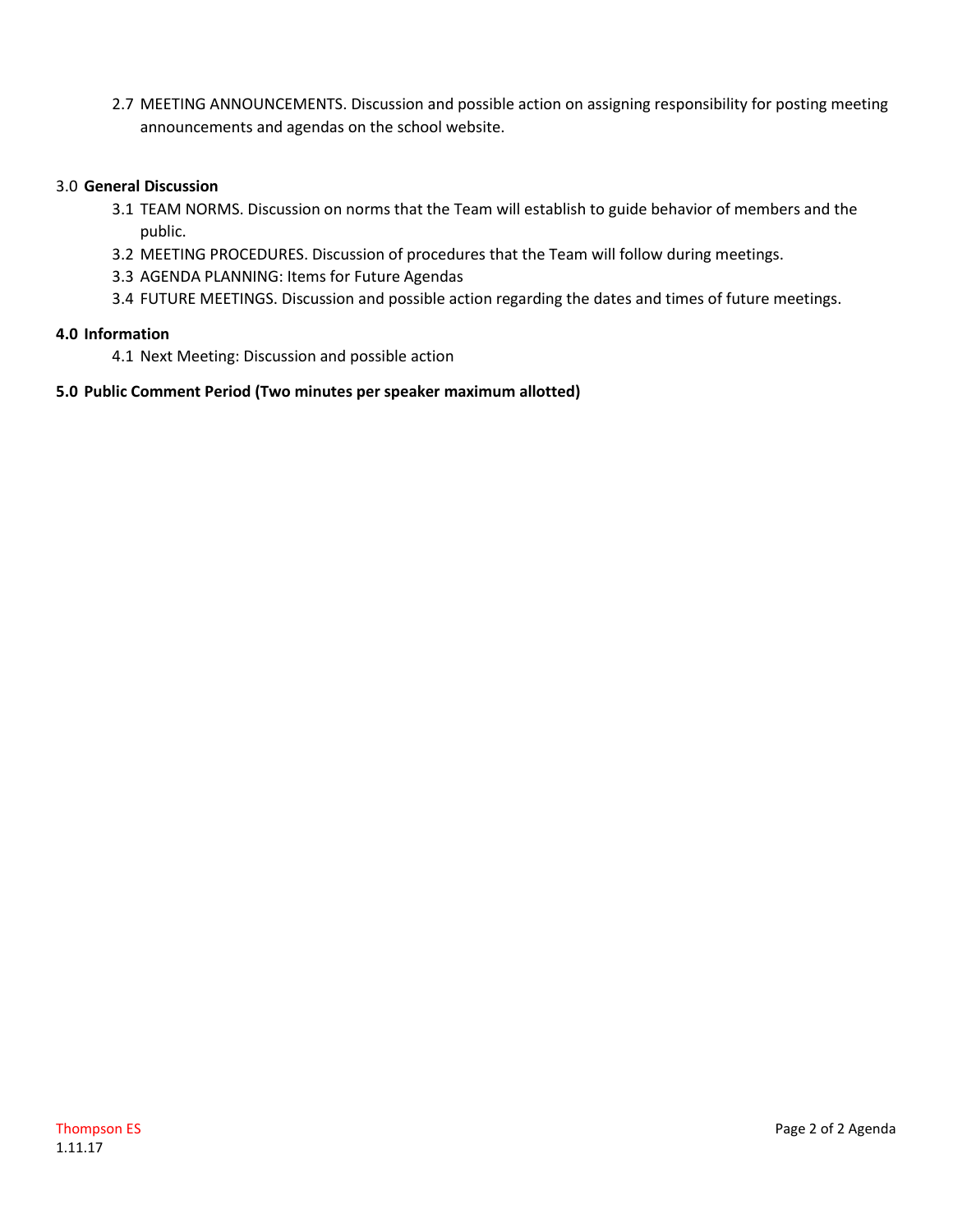2.7 MEETING ANNOUNCEMENTS. Discussion and possible action on assigning responsibility for posting meeting announcements and agendas on the school website.

3.0 **General Discussion**

3.1 TEAM NORMS. Discussion on norms that the Team will establish to guide behavior of members and the public.

3.2 MEETING PROCEDURES. Discussion of procedures that the Team will follow during meetings.

3.3 AGENDA PLANNING: Items for Future Agendas

3.4 FUTURE MEETINGS. Discussion and possible action regarding the dates and times of future meetings.

**4.0 Information**

4.1 Next Meeting: Discussion and possible action

**5.0 Public Comment Period (Two minutes per speaker maximum allotted)**